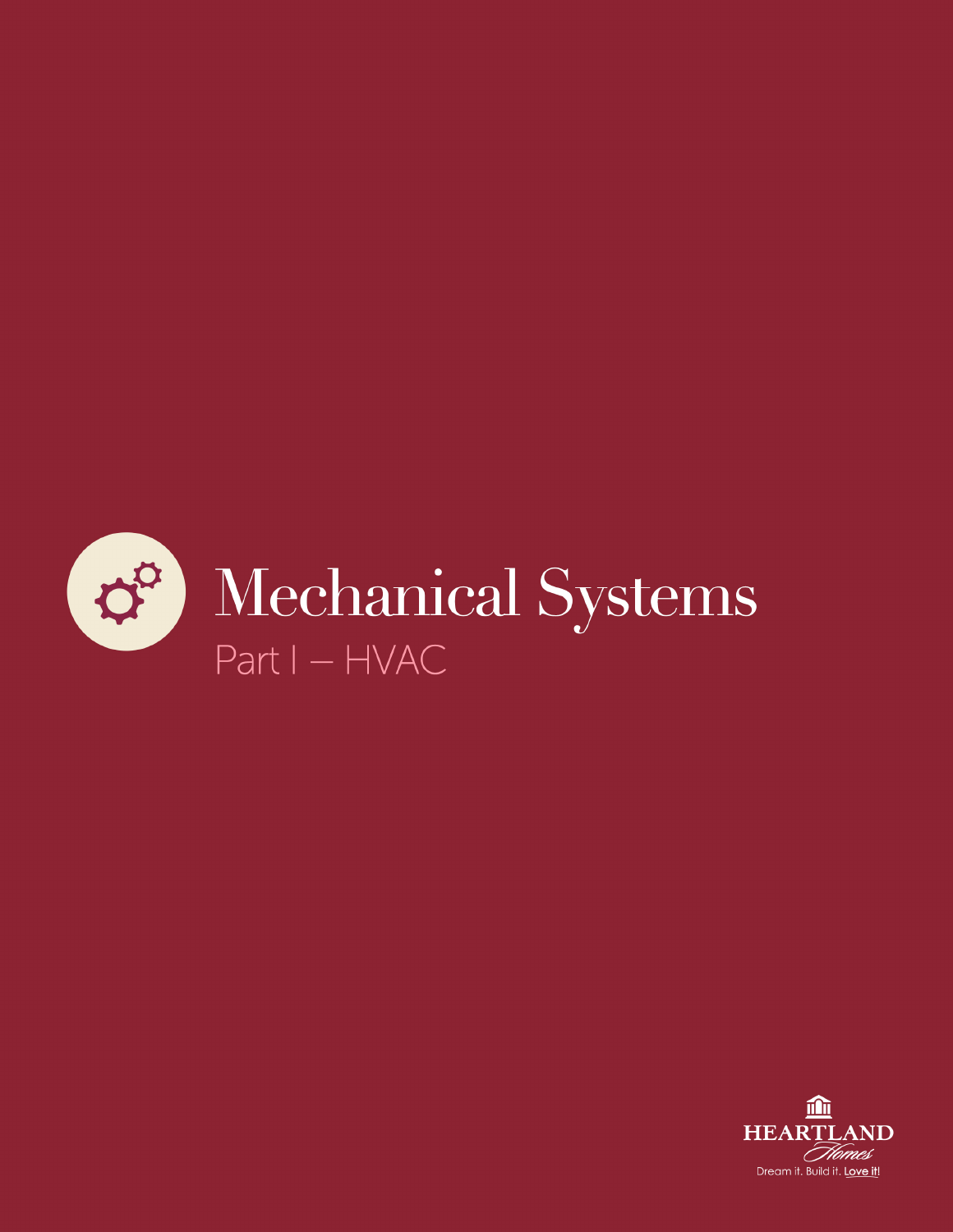# Mechanical Systems

## Part I – HVAC

HEARTLAND Homes

Dream it. Build it. Love it!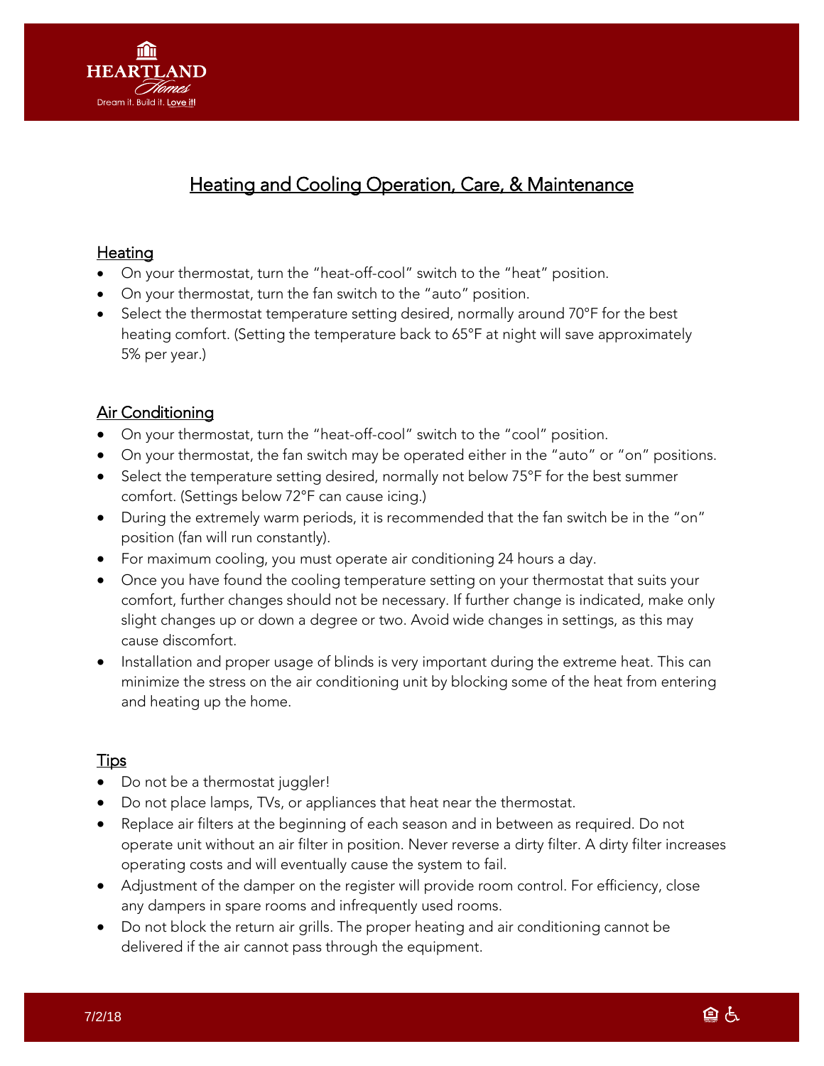# Heating and Cooling Operation, Care, & Maintenance

## Heating

- On your thermostat, turn the "heat-off-cool" switch to the "heat" position.
- On your thermostat, turn the fan switch to the "auto" position.
- Select the thermostat temperature setting desired, normally around 70°F for the best heating comfort. (Setting the temperature back to 65°F at night will save approximately 5% per year.)

## Air Conditioning

- On your thermostat, turn the "heat-off-cool" switch to the "cool" position.
- On your thermostat, the fan switch may be operated either in the "auto" or "on" positions.
- Select the temperature setting desired, normally not below 75°F for the best summer comfort. (Settings below 72°F can cause icing.)
- During the extremely warm periods, it is recommended that the fan switch be in the "on" position (fan will run constantly).
- For maximum cooling, you must operate air conditioning 24 hours a day.
- Once you have found the cooling temperature setting on your thermostat that suits your comfort, further changes should not be necessary. If further change is indicated, make only slight changes up or down a degree or two. Avoid wide changes in settings, as this may cause discomfort.
- Installation and proper usage of blinds is very important during the extreme heat. This can minimize the stress on the air conditioning unit by blocking some of the heat from entering and heating up the home.

## Tips

- Do not be a thermostat juggler!
- Do not place lamps, TVs, or appliances that heat near the thermostat.
- Replace air filters at the beginning of each season and in between as required. Do not operate unit without an air filter in position. Never reverse a dirty filter. A dirty filter increases operating costs and will eventually cause the system to fail.
- Adjustment of the damper on the register will provide room control. For efficiency, close any dampers in spare rooms and infrequently used rooms.
- Do not block the return air grills. The proper heating and air conditioning cannot be delivered if the air cannot pass through the equipment.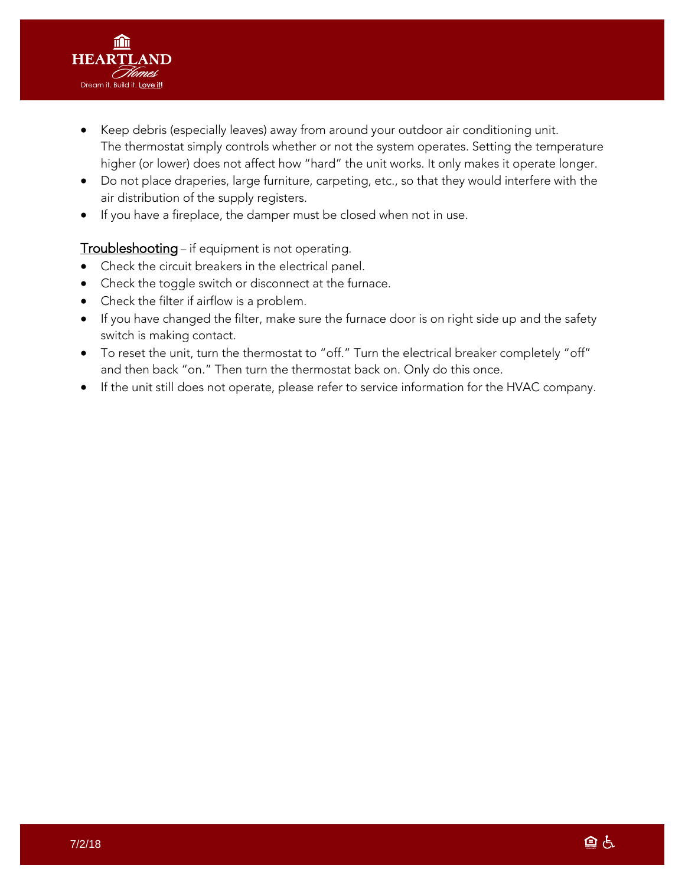- Keep debris (especially leaves) away from around your outdoor air conditioning unit. The thermostat simply controls whether or not the system operates. Setting the temperature higher (or lower) does not affect how "hard" the unit works. It only makes it operate longer.
- Do not place draperies, large furniture, carpeting, etc., so that they would interfere with the air distribution of the supply registers.
- If you have a fireplace, the damper must be closed when not in use.

Troubleshooting – if equipment is not operating.

- Check the circuit breakers in the electrical panel.
- Check the toggle switch or disconnect at the furnace.
- Check the filter if airflow is a problem.
- If you have changed the filter, make sure the furnace door is on right side up and the safety switch is making contact.
- To reset the unit, turn the thermostat to "off." Turn the electrical breaker completely "off" and then back "on." Then turn the thermostat back on. Only do this once.
- If the unit still does not operate, please refer to service information for the HVAC company.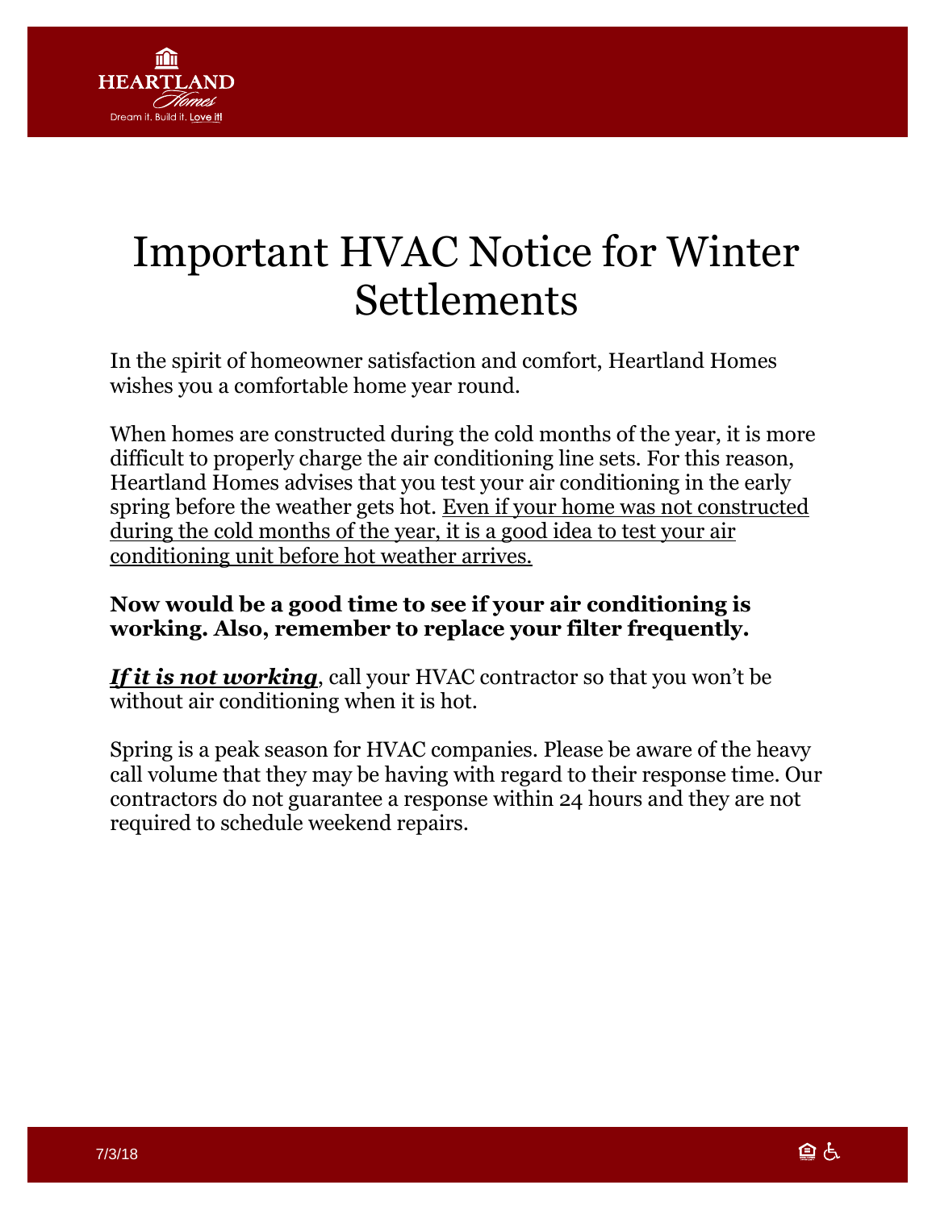# Important HVAC Notice for Winter Settlements

In the spirit of homeowner satisfaction and comfort, Heartland Homes wishes you a comfortable home year round.

When homes are constructed during the cold months of the year, it is more difficult to properly charge the air conditioning line sets. For this reason, Heartland Homes advises that you test your air conditioning in the early spring before the weather gets hot. <u>Even if your home was not constructed during the cold months of the year, it is a good idea to test your air conditioning unit before hot weather arrives.</u>

**Now would be a good time to see if your air conditioning is working. Also, remember to replace your filter frequently.**

***<u>If it is not working</u>***, call your HVAC contractor so that you won't be without air conditioning when it is hot.

Spring is a peak season for HVAC companies. Please be aware of the heavy call volume that they may be having with regard to their response time. Our contractors do not guarantee a response within 24 hours and they are not required to schedule weekend repairs.